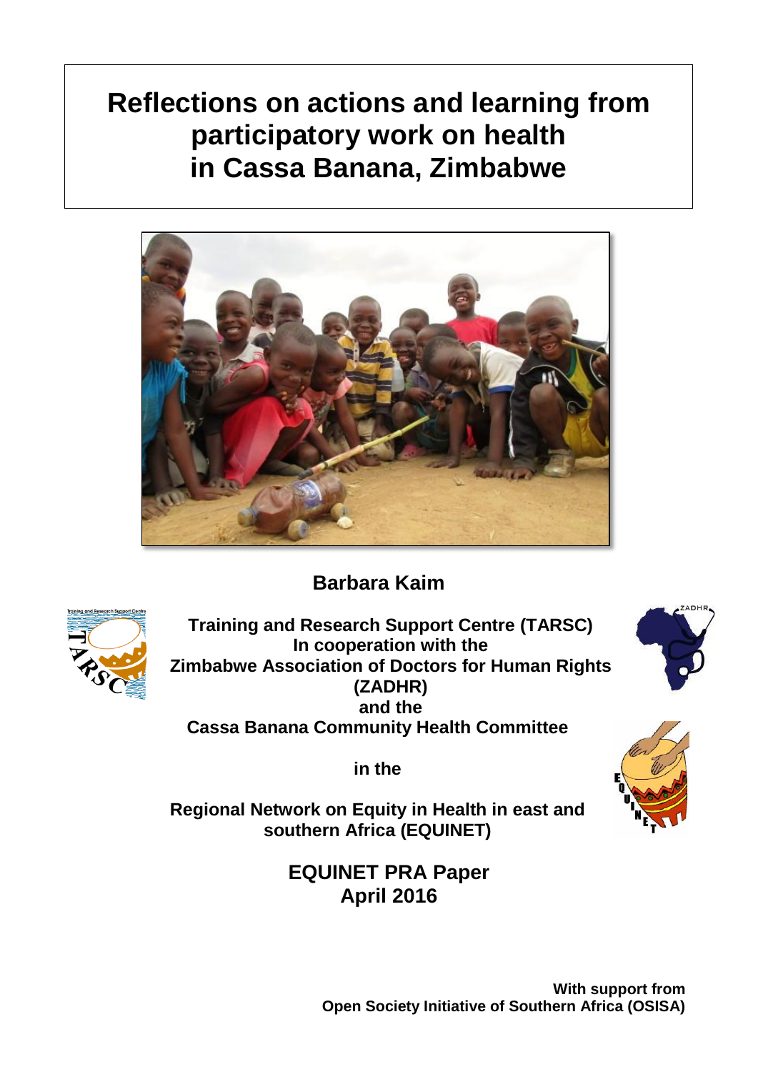# Reflections on actions and learning from participatory work on health in Cassa Banana, Zimbabwe

**Barbara Kaim**

**Training and Research Support Centre (TARSC)**
**In cooperation with the**
**Zimbabwe Association of Doctors for Human Rights (ZADHR)**
**and the**
**Cassa Banana Community Health Committee**

**in the**

**Regional Network on Equity in Health in east and southern Africa (EQUINET)**

**EQUINET PRA Paper**
**April 2016**

**With support from**
**Open Society Initiative of Southern Africa (OSISA)**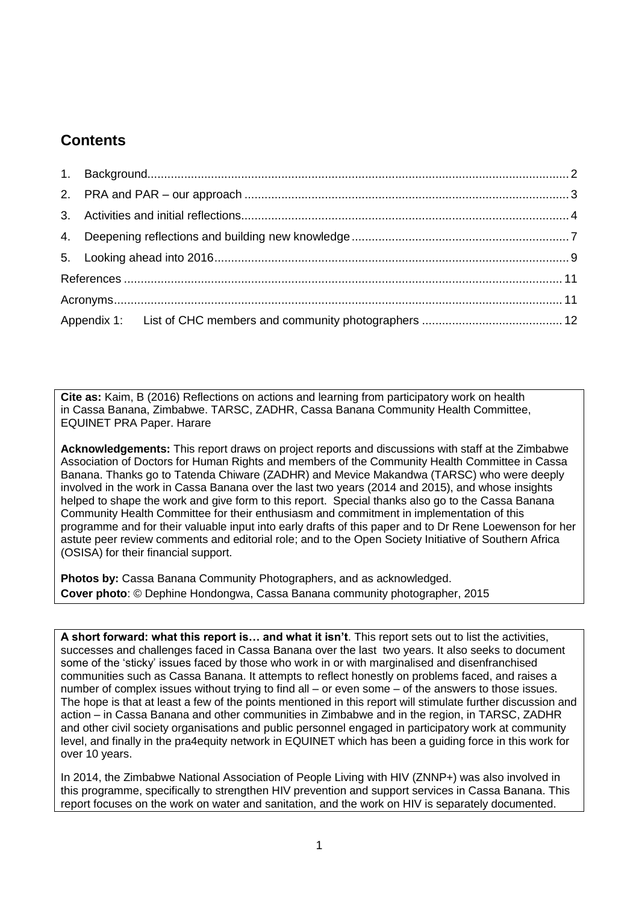## Contents

1. Background.............................................................................................................................2
2. PRA and PAR – our approach ................................................................................................3
3. Activities and initial reflections...............................................................................................4
4. Deepening reflections and building new knowledge ................................................................7
5. Looking ahead into 2016.........................................................................................................9

References ...................................................................................................................................11

Acronyms.....................................................................................................................................11

Appendix 1: List of CHC members and community photographers ...........................................12

**Cite as:** Kaim, B (2016) Reflections on actions and learning from participatory work on health in Cassa Banana, Zimbabwe. TARSC, ZADHR, Cassa Banana Community Health Committee, EQUINET PRA Paper. Harare

**Acknowledgements:** This report draws on project reports and discussions with staff at the Zimbabwe Association of Doctors for Human Rights and members of the Community Health Committee in Cassa Banana. Thanks go to Tatenda Chiware (ZADHR) and Mevice Makandwa (TARSC) who were deeply involved in the work in Cassa Banana over the last two years (2014 and 2015), and whose insights helped to shape the work and give form to this report. Special thanks also go to the Cassa Banana Community Health Committee for their enthusiasm and commitment in implementation of this programme and for their valuable input into early drafts of this paper and to Dr Rene Loewenson for her astute peer review comments and editorial role; and to the Open Society Initiative of Southern Africa (OSISA) for their financial support.

**Photos by:** Cassa Banana Community Photographers, and as acknowledged.
**Cover photo**: © Dephine Hondongwa, Cassa Banana community photographer, 2015

**A short forward: what this report is… and what it isn't**. This report sets out to list the activities, successes and challenges faced in Cassa Banana over the last two years. It also seeks to document some of the 'sticky' issues faced by those who work in or with marginalised and disenfranchised communities such as Cassa Banana. It attempts to reflect honestly on problems faced, and raises a number of complex issues without trying to find all – or even some – of the answers to those issues. The hope is that at least a few of the points mentioned in this report will stimulate further discussion and action – in Cassa Banana and other communities in Zimbabwe and in the region, in TARSC, ZADHR and other civil society organisations and public personnel engaged in participatory work at community level, and finally in the pra4equity network in EQUINET which has been a guiding force in this work for over 10 years.

In 2014, the Zimbabwe National Association of People Living with HIV (ZNNP+) was also involved in this programme, specifically to strengthen HIV prevention and support services in Cassa Banana. This report focuses on the work on water and sanitation, and the work on HIV is separately documented.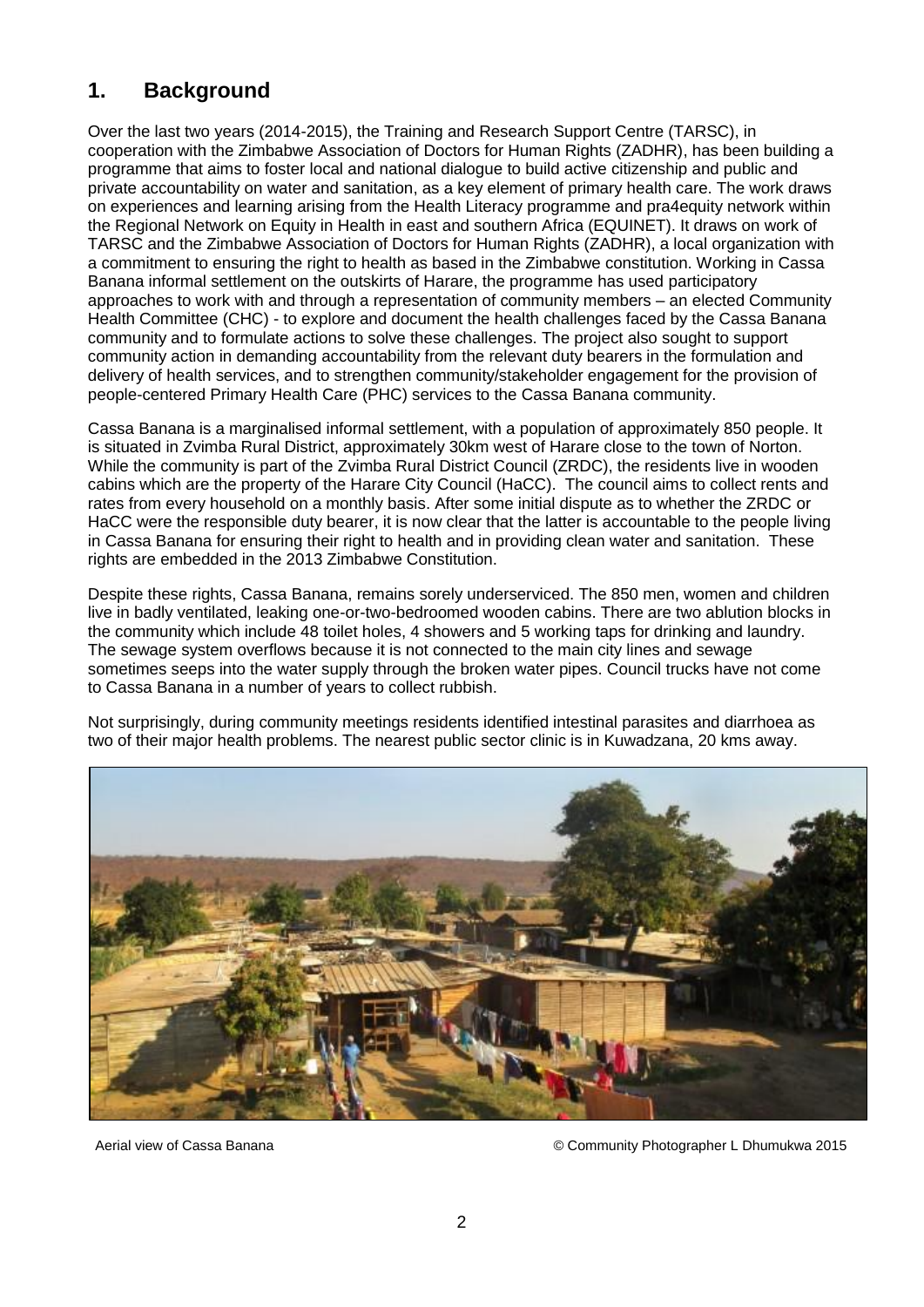## 1. Background

Over the last two years (2014-2015), the Training and Research Support Centre (TARSC), in cooperation with the Zimbabwe Association of Doctors for Human Rights (ZADHR), has been building a programme that aims to foster local and national dialogue to build active citizenship and public and private accountability on water and sanitation, as a key element of primary health care. The work draws on experiences and learning arising from the Health Literacy programme and pra4equity network within the Regional Network on Equity in Health in east and southern Africa (EQUINET). It draws on work of TARSC and the Zimbabwe Association of Doctors for Human Rights (ZADHR), a local organization with a commitment to ensuring the right to health as based in the Zimbabwe constitution. Working in Cassa Banana informal settlement on the outskirts of Harare, the programme has used participatory approaches to work with and through a representation of community members – an elected Community Health Committee (CHC) - to explore and document the health challenges faced by the Cassa Banana community and to formulate actions to solve these challenges. The project also sought to support community action in demanding accountability from the relevant duty bearers in the formulation and delivery of health services, and to strengthen community/stakeholder engagement for the provision of people-centered Primary Health Care (PHC) services to the Cassa Banana community.

Cassa Banana is a marginalised informal settlement, with a population of approximately 850 people. It is situated in Zvimba Rural District, approximately 30km west of Harare close to the town of Norton. While the community is part of the Zvimba Rural District Council (ZRDC), the residents live in wooden cabins which are the property of the Harare City Council (HaCC). The council aims to collect rents and rates from every household on a monthly basis. After some initial dispute as to whether the ZRDC or HaCC were the responsible duty bearer, it is now clear that the latter is accountable to the people living in Cassa Banana for ensuring their right to health and in providing clean water and sanitation. These rights are embedded in the 2013 Zimbabwe Constitution.

Despite these rights, Cassa Banana, remains sorely underserviced. The 850 men, women and children live in badly ventilated, leaking one-or-two-bedroomed wooden cabins. There are two ablution blocks in the community which include 48 toilet holes, 4 showers and 5 working taps for drinking and laundry. The sewage system overflows because it is not connected to the main city lines and sewage sometimes seeps into the water supply through the broken water pipes. Council trucks have not come to Cassa Banana in a number of years to collect rubbish.

Not surprisingly, during community meetings residents identified intestinal parasites and diarrhoea as two of their major health problems. The nearest public sector clinic is in Kuwadzana, 20 kms away.

Aerial view of Cassa Banana © Community Photographer L Dhumukwa 2015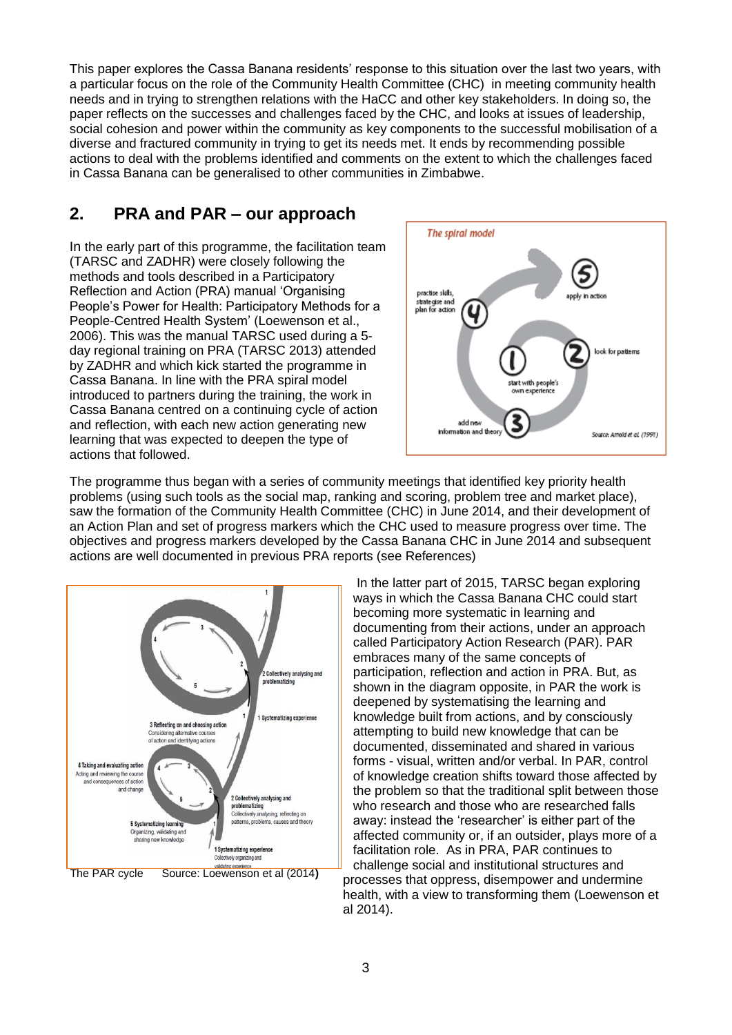This paper explores the Cassa Banana residents' response to this situation over the last two years, with a particular focus on the role of the Community Health Committee (CHC) in meeting community health needs and in trying to strengthen relations with the HaCC and other key stakeholders. In doing so, the paper reflects on the successes and challenges faced by the CHC, and looks at issues of leadership, social cohesion and power within the community as key components to the successful mobilisation of a diverse and fractured community in trying to get its needs met. It ends by recommending possible actions to deal with the problems identified and comments on the extent to which the challenges faced in Cassa Banana can be generalised to other communities in Zimbabwe.

## 2. PRA and PAR – our approach

In the early part of this programme, the facilitation team (TARSC and ZADHR) were closely following the methods and tools described in a Participatory Reflection and Action (PRA) manual 'Organising People's Power for Health: Participatory Methods for a People-Centred Health System' (Loewenson et al., 2006). This was the manual TARSC used during a 5-day regional training on PRA (TARSC 2013) attended by ZADHR and which kick started the programme in Cassa Banana. In line with the PRA spiral model introduced to partners during the training, the work in Cassa Banana centred on a continuing cycle of action and reflection, with each new action generating new learning that was expected to deepen the type of actions that followed.

The programme thus began with a series of community meetings that identified key priority health problems (using such tools as the social map, ranking and scoring, problem tree and market place), saw the formation of the Community Health Committee (CHC) in June 2014, and their development of an Action Plan and set of progress markers which the CHC used to measure progress over time. The objectives and progress markers developed by the Cassa Banana CHC in June 2014 and subsequent actions are well documented in previous PRA reports (see References)

The PAR cycle Source: Loewenson et al (2014)

In the latter part of 2015, TARSC began exploring ways in which the Cassa Banana CHC could start becoming more systematic in learning and documenting from their actions, under an approach called Participatory Action Research (PAR). PAR embraces many of the same concepts of participation, reflection and action in PRA. But, as shown in the diagram opposite, in PAR the work is deepened by systematising the learning and knowledge built from actions, and by consciously attempting to build new knowledge that can be documented, disseminated and shared in various forms - visual, written and/or verbal. In PAR, control of knowledge creation shifts toward those affected by the problem so that the traditional split between those who research and those who are researched falls away: instead the 'researcher' is either part of the affected community or, if an outsider, plays more of a facilitation role. As in PRA, PAR continues to challenge social and institutional structures and processes that oppress, disempower and undermine health, with a view to transforming them (Loewenson et al 2014).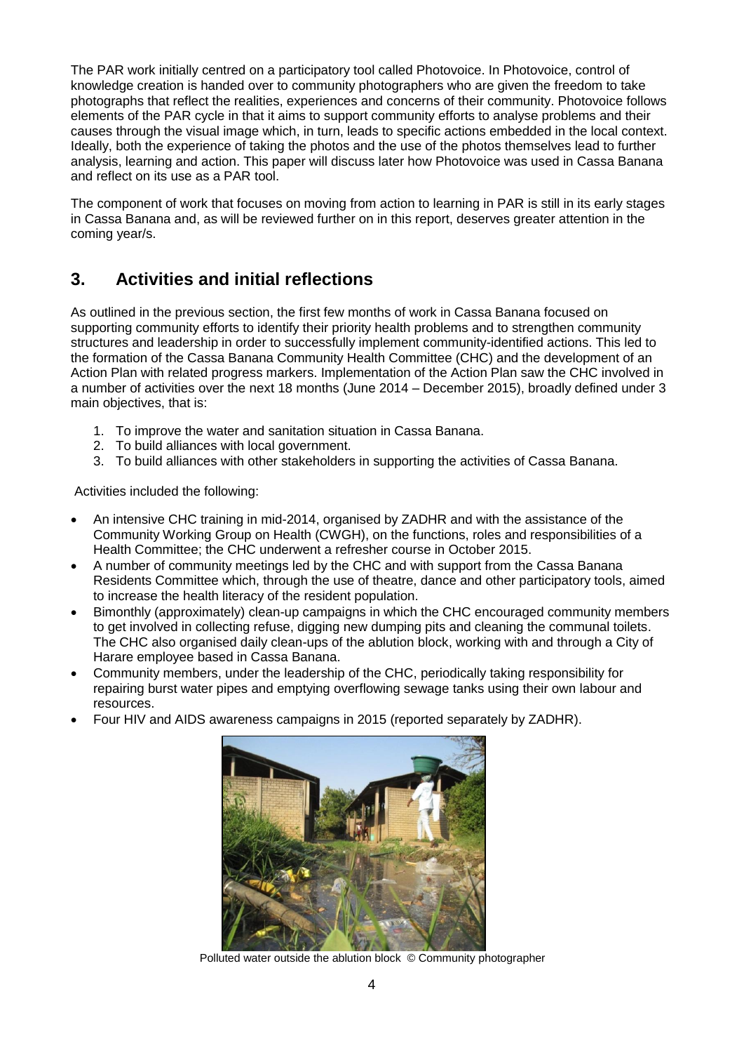The PAR work initially centred on a participatory tool called Photovoice. In Photovoice, control of knowledge creation is handed over to community photographers who are given the freedom to take photographs that reflect the realities, experiences and concerns of their community. Photovoice follows elements of the PAR cycle in that it aims to support community efforts to analyse problems and their causes through the visual image which, in turn, leads to specific actions embedded in the local context. Ideally, both the experience of taking the photos and the use of the photos themselves lead to further analysis, learning and action. This paper will discuss later how Photovoice was used in Cassa Banana and reflect on its use as a PAR tool.

The component of work that focuses on moving from action to learning in PAR is still in its early stages in Cassa Banana and, as will be reviewed further on in this report, deserves greater attention in the coming year/s.

## 3. Activities and initial reflections

As outlined in the previous section, the first few months of work in Cassa Banana focused on supporting community efforts to identify their priority health problems and to strengthen community structures and leadership in order to successfully implement community-identified actions. This led to the formation of the Cassa Banana Community Health Committee (CHC) and the development of an Action Plan with related progress markers. Implementation of the Action Plan saw the CHC involved in a number of activities over the next 18 months (June 2014 – December 2015), broadly defined under 3 main objectives, that is:

1. To improve the water and sanitation situation in Cassa Banana.
2. To build alliances with local government.
3. To build alliances with other stakeholders in supporting the activities of Cassa Banana.

Activities included the following:

- An intensive CHC training in mid-2014, organised by ZADHR and with the assistance of the Community Working Group on Health (CWGH), on the functions, roles and responsibilities of a Health Committee; the CHC underwent a refresher course in October 2015.
- A number of community meetings led by the CHC and with support from the Cassa Banana Residents Committee which, through the use of theatre, dance and other participatory tools, aimed to increase the health literacy of the resident population.
- Bimonthly (approximately) clean-up campaigns in which the CHC encouraged community members to get involved in collecting refuse, digging new dumping pits and cleaning the communal toilets. The CHC also organised daily clean-ups of the ablution block, working with and through a City of Harare employee based in Cassa Banana.
- Community members, under the leadership of the CHC, periodically taking responsibility for repairing burst water pipes and emptying overflowing sewage tanks using their own labour and resources.
- Four HIV and AIDS awareness campaigns in 2015 (reported separately by ZADHR).

Polluted water outside the ablution block © Community photographer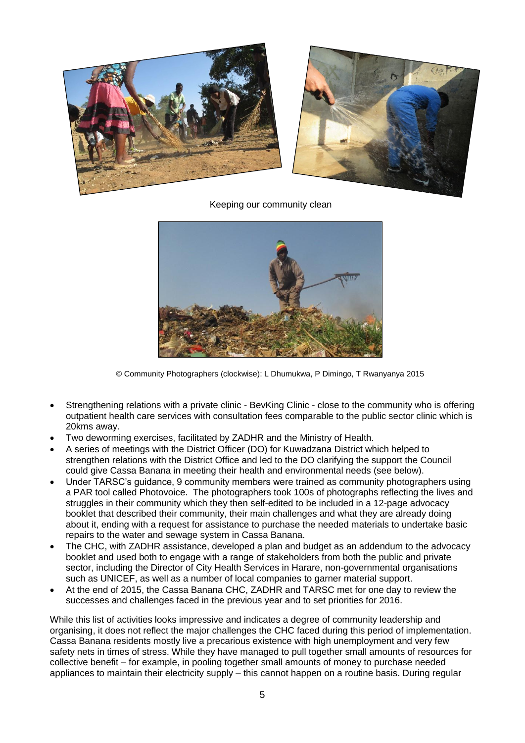Keeping our community clean

© Community Photographers (clockwise): L Dhumukwa, P Dimingo, T Rwanyanya 2015

- Strengthening relations with a private clinic - BevKing Clinic - close to the community who is offering outpatient health care services with consultation fees comparable to the public sector clinic which is 20kms away.
- Two deworming exercises, facilitated by ZADHR and the Ministry of Health.
- A series of meetings with the District Officer (DO) for Kuwadzana District which helped to strengthen relations with the District Office and led to the DO clarifying the support the Council could give Cassa Banana in meeting their health and environmental needs (see below).
- Under TARSC's guidance, 9 community members were trained as community photographers using a PAR tool called Photovoice. The photographers took 100s of photographs reflecting the lives and struggles in their community which they then self-edited to be included in a 12-page advocacy booklet that described their community, their main challenges and what they are already doing about it, ending with a request for assistance to purchase the needed materials to undertake basic repairs to the water and sewage system in Cassa Banana.
- The CHC, with ZADHR assistance, developed a plan and budget as an addendum to the advocacy booklet and used both to engage with a range of stakeholders from both the public and private sector, including the Director of City Health Services in Harare, non-governmental organisations such as UNICEF, as well as a number of local companies to garner material support.
- At the end of 2015, the Cassa Banana CHC, ZADHR and TARSC met for one day to review the successes and challenges faced in the previous year and to set priorities for 2016.

While this list of activities looks impressive and indicates a degree of community leadership and organising, it does not reflect the major challenges the CHC faced during this period of implementation. Cassa Banana residents mostly live a precarious existence with high unemployment and very few safety nets in times of stress. While they have managed to pull together small amounts of resources for collective benefit – for example, in pooling together small amounts of money to purchase needed appliances to maintain their electricity supply – this cannot happen on a routine basis. During regular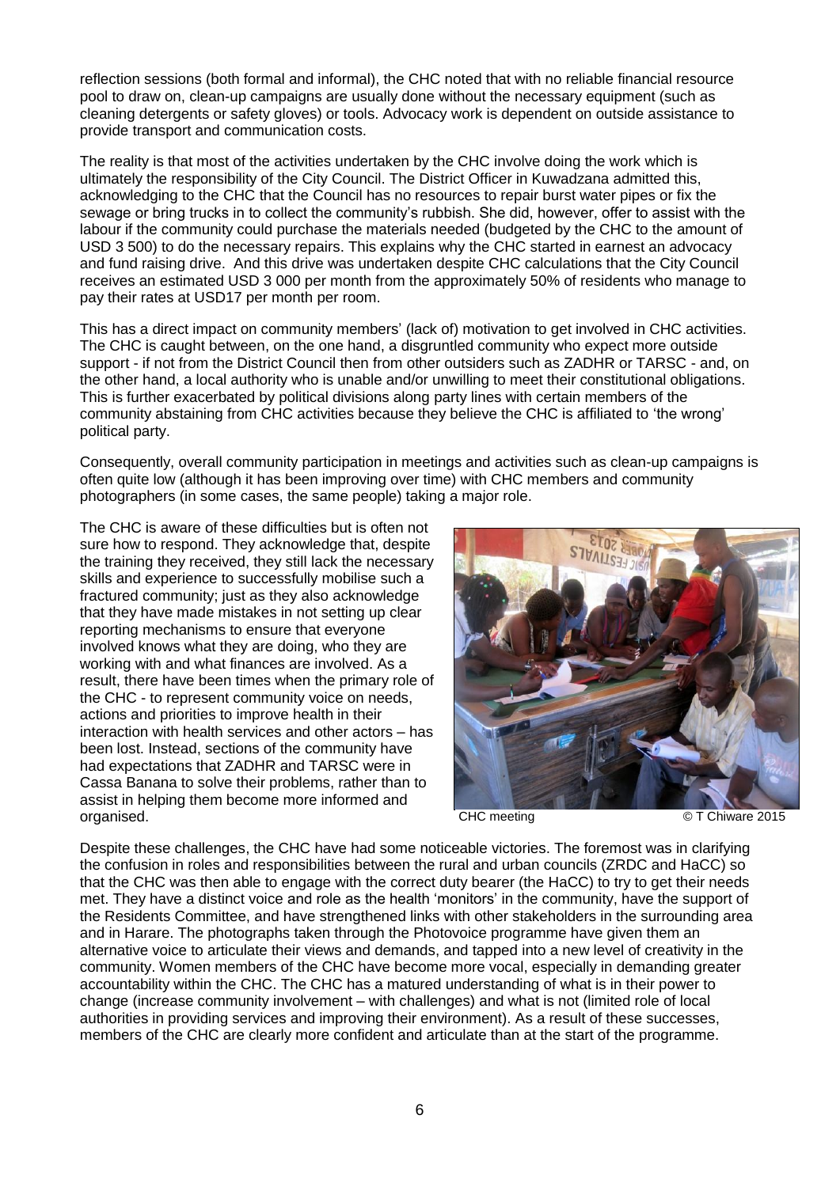reflection sessions (both formal and informal), the CHC noted that with no reliable financial resource pool to draw on, clean-up campaigns are usually done without the necessary equipment (such as cleaning detergents or safety gloves) or tools. Advocacy work is dependent on outside assistance to provide transport and communication costs.

The reality is that most of the activities undertaken by the CHC involve doing the work which is ultimately the responsibility of the City Council. The District Officer in Kuwadzana admitted this, acknowledging to the CHC that the Council has no resources to repair burst water pipes or fix the sewage or bring trucks in to collect the community's rubbish. She did, however, offer to assist with the labour if the community could purchase the materials needed (budgeted by the CHC to the amount of USD 3 500) to do the necessary repairs. This explains why the CHC started in earnest an advocacy and fund raising drive. And this drive was undertaken despite CHC calculations that the City Council receives an estimated USD 3 000 per month from the approximately 50% of residents who manage to pay their rates at USD17 per month per room.

This has a direct impact on community members' (lack of) motivation to get involved in CHC activities. The CHC is caught between, on the one hand, a disgruntled community who expect more outside support - if not from the District Council then from other outsiders such as ZADHR or TARSC - and, on the other hand, a local authority who is unable and/or unwilling to meet their constitutional obligations. This is further exacerbated by political divisions along party lines with certain members of the community abstaining from CHC activities because they believe the CHC is affiliated to 'the wrong' political party.

Consequently, overall community participation in meetings and activities such as clean-up campaigns is often quite low (although it has been improving over time) with CHC members and community photographers (in some cases, the same people) taking a major role.

The CHC is aware of these difficulties but is often not sure how to respond. They acknowledge that, despite the training they received, they still lack the necessary skills and experience to successfully mobilise such a fractured community; just as they also acknowledge that they have made mistakes in not setting up clear reporting mechanisms to ensure that everyone involved knows what they are doing, who they are working with and what finances are involved. As a result, there have been times when the primary role of the CHC - to represent community voice on needs, actions and priorities to improve health in their interaction with health services and other actors – has been lost. Instead, sections of the community have had expectations that ZADHR and TARSC were in Cassa Banana to solve their problems, rather than to assist in helping them become more informed and organised.

CHC meeting © T Chiware 2015

Despite these challenges, the CHC have had some noticeable victories. The foremost was in clarifying the confusion in roles and responsibilities between the rural and urban councils (ZRDC and HaCC) so that the CHC was then able to engage with the correct duty bearer (the HaCC) to try to get their needs met. They have a distinct voice and role as the health 'monitors' in the community, have the support of the Residents Committee, and have strengthened links with other stakeholders in the surrounding area and in Harare. The photographs taken through the Photovoice programme have given them an alternative voice to articulate their views and demands, and tapped into a new level of creativity in the community. Women members of the CHC have become more vocal, especially in demanding greater accountability within the CHC. The CHC has a matured understanding of what is in their power to change (increase community involvement – with challenges) and what is not (limited role of local authorities in providing services and improving their environment). As a result of these successes, members of the CHC are clearly more confident and articulate than at the start of the programme.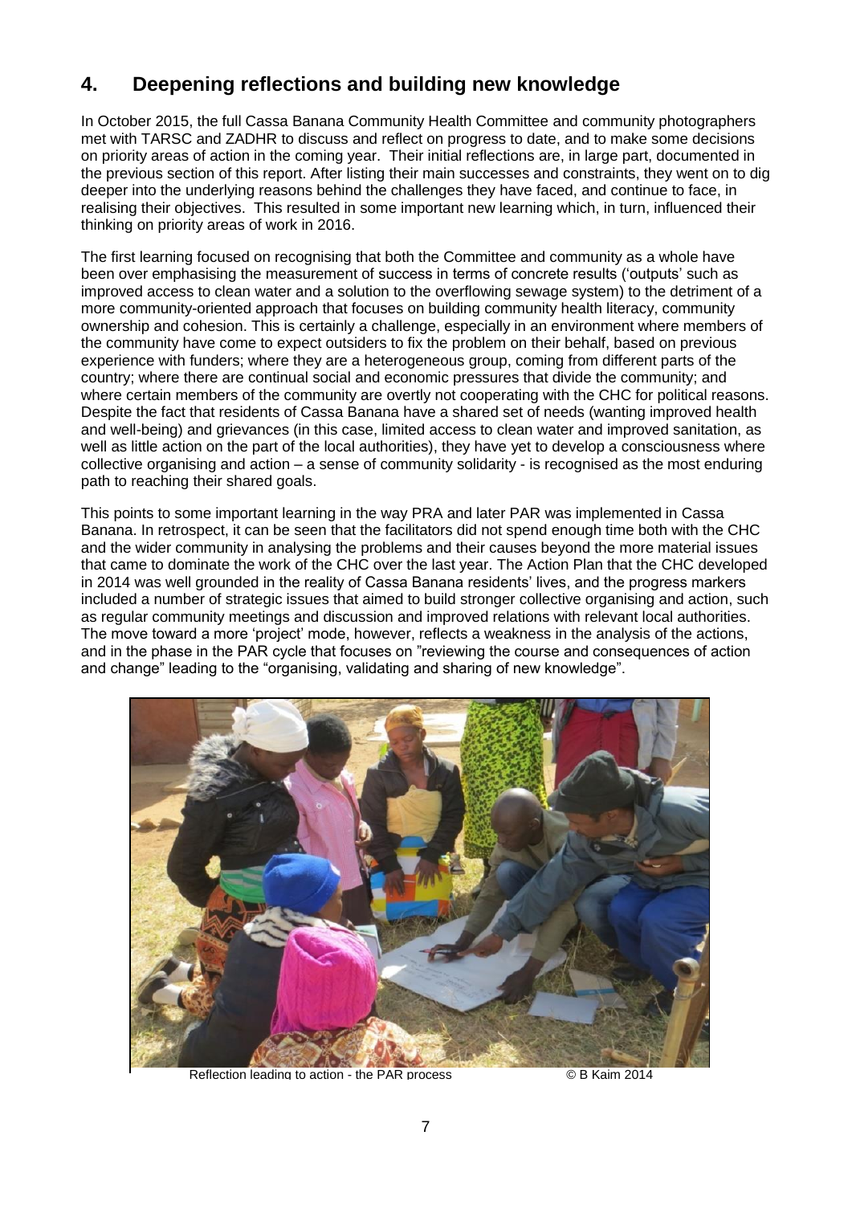## 4. Deepening reflections and building new knowledge

In October 2015, the full Cassa Banana Community Health Committee and community photographers met with TARSC and ZADHR to discuss and reflect on progress to date, and to make some decisions on priority areas of action in the coming year. Their initial reflections are, in large part, documented in the previous section of this report. After listing their main successes and constraints, they went on to dig deeper into the underlying reasons behind the challenges they have faced, and continue to face, in realising their objectives. This resulted in some important new learning which, in turn, influenced their thinking on priority areas of work in 2016.

The first learning focused on recognising that both the Committee and community as a whole have been over emphasising the measurement of success in terms of concrete results ('outputs' such as improved access to clean water and a solution to the overflowing sewage system) to the detriment of a more community-oriented approach that focuses on building community health literacy, community ownership and cohesion. This is certainly a challenge, especially in an environment where members of the community have come to expect outsiders to fix the problem on their behalf, based on previous experience with funders; where they are a heterogeneous group, coming from different parts of the country; where there are continual social and economic pressures that divide the community; and where certain members of the community are overtly not cooperating with the CHC for political reasons. Despite the fact that residents of Cassa Banana have a shared set of needs (wanting improved health and well-being) and grievances (in this case, limited access to clean water and improved sanitation, as well as little action on the part of the local authorities), they have yet to develop a consciousness where collective organising and action – a sense of community solidarity - is recognised as the most enduring path to reaching their shared goals.

This points to some important learning in the way PRA and later PAR was implemented in Cassa Banana. In retrospect, it can be seen that the facilitators did not spend enough time both with the CHC and the wider community in analysing the problems and their causes beyond the more material issues that came to dominate the work of the CHC over the last year. The Action Plan that the CHC developed in 2014 was well grounded in the reality of Cassa Banana residents' lives, and the progress markers included a number of strategic issues that aimed to build stronger collective organising and action, such as regular community meetings and discussion and improved relations with relevant local authorities. The move toward a more 'project' mode, however, reflects a weakness in the analysis of the actions, and in the phase in the PAR cycle that focuses on "reviewing the course and consequences of action and change" leading to the "organising, validating and sharing of new knowledge".

Reflection leading to action - the PAR process © B Kaim 2014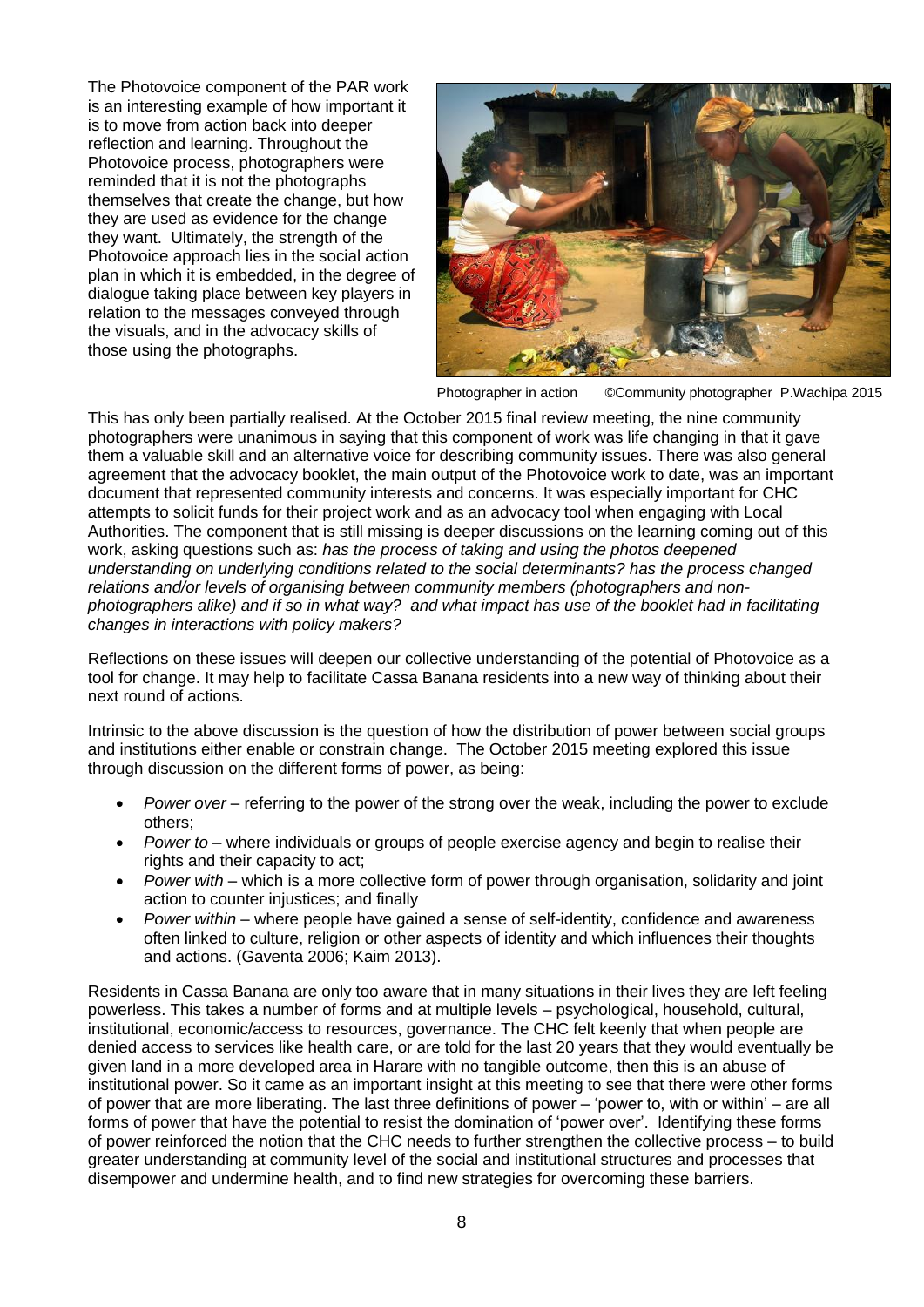The Photovoice component of the PAR work is an interesting example of how important it is to move from action back into deeper reflection and learning. Throughout the Photovoice process, photographers were reminded that it is not the photographs themselves that create the change, but how they are used as evidence for the change they want. Ultimately, the strength of the Photovoice approach lies in the social action plan in which it is embedded, in the degree of dialogue taking place between key players in relation to the messages conveyed through the visuals, and in the advocacy skills of those using the photographs.

Photographer in action ©Community photographer P.Wachipa 2015

This has only been partially realised. At the October 2015 final review meeting, the nine community photographers were unanimous in saying that this component of work was life changing in that it gave them a valuable skill and an alternative voice for describing community issues. There was also general agreement that the advocacy booklet, the main output of the Photovoice work to date, was an important document that represented community interests and concerns. It was especially important for CHC attempts to solicit funds for their project work and as an advocacy tool when engaging with Local Authorities. The component that is still missing is deeper discussions on the learning coming out of this work, asking questions such as: *has the process of taking and using the photos deepened understanding on underlying conditions related to the social determinants? has the process changed relations and/or levels of organising between community members (photographers and non-photographers alike) and if so in what way? and what impact has use of the booklet had in facilitating changes in interactions with policy makers?*

Reflections on these issues will deepen our collective understanding of the potential of Photovoice as a tool for change. It may help to facilitate Cassa Banana residents into a new way of thinking about their next round of actions.

Intrinsic to the above discussion is the question of how the distribution of power between social groups and institutions either enable or constrain change. The October 2015 meeting explored this issue through discussion on the different forms of power, as being:

- *Power over* – referring to the power of the strong over the weak, including the power to exclude others;
- *Power to* – where individuals or groups of people exercise agency and begin to realise their rights and their capacity to act;
- *Power with* – which is a more collective form of power through organisation, solidarity and joint action to counter injustices; and finally
- *Power within* – where people have gained a sense of self-identity, confidence and awareness often linked to culture, religion or other aspects of identity and which influences their thoughts and actions. (Gaventa 2006; Kaim 2013).

Residents in Cassa Banana are only too aware that in many situations in their lives they are left feeling powerless. This takes a number of forms and at multiple levels – psychological, household, cultural, institutional, economic/access to resources, governance. The CHC felt keenly that when people are denied access to services like health care, or are told for the last 20 years that they would eventually be given land in a more developed area in Harare with no tangible outcome, then this is an abuse of institutional power. So it came as an important insight at this meeting to see that there were other forms of power that are more liberating. The last three definitions of power – 'power to, with or within' – are all forms of power that have the potential to resist the domination of 'power over'. Identifying these forms of power reinforced the notion that the CHC needs to further strengthen the collective process – to build greater understanding at community level of the social and institutional structures and processes that disempower and undermine health, and to find new strategies for overcoming these barriers.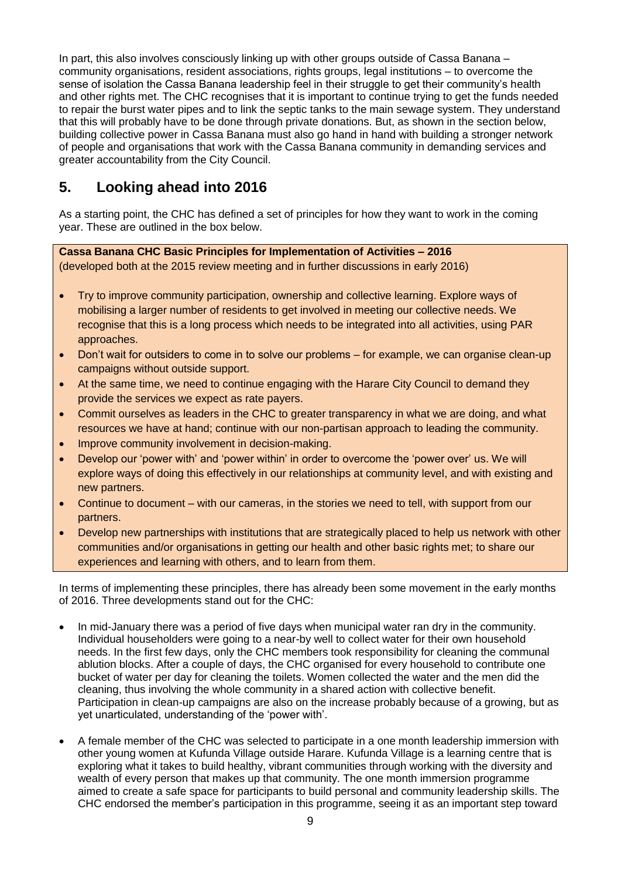In part, this also involves consciously linking up with other groups outside of Cassa Banana – community organisations, resident associations, rights groups, legal institutions – to overcome the sense of isolation the Cassa Banana leadership feel in their struggle to get their community's health and other rights met. The CHC recognises that it is important to continue trying to get the funds needed to repair the burst water pipes and to link the septic tanks to the main sewage system. They understand that this will probably have to be done through private donations. But, as shown in the section below, building collective power in Cassa Banana must also go hand in hand with building a stronger network of people and organisations that work with the Cassa Banana community in demanding services and greater accountability from the City Council.

## 5. Looking ahead into 2016

As a starting point, the CHC has defined a set of principles for how they want to work in the coming year. These are outlined in the box below.

**Cassa Banana CHC Basic Principles for Implementation of Activities – 2016**
(developed both at the 2015 review meeting and in further discussions in early 2016)

- Try to improve community participation, ownership and collective learning. Explore ways of mobilising a larger number of residents to get involved in meeting our collective needs. We recognise that this is a long process which needs to be integrated into all activities, using PAR approaches.
- Don't wait for outsiders to come in to solve our problems – for example, we can organise clean-up campaigns without outside support.
- At the same time, we need to continue engaging with the Harare City Council to demand they provide the services we expect as rate payers.
- Commit ourselves as leaders in the CHC to greater transparency in what we are doing, and what resources we have at hand; continue with our non-partisan approach to leading the community.
- Improve community involvement in decision-making.
- Develop our 'power with' and 'power within' in order to overcome the 'power over' us. We will explore ways of doing this effectively in our relationships at community level, and with existing and new partners.
- Continue to document – with our cameras, in the stories we need to tell, with support from our partners.
- Develop new partnerships with institutions that are strategically placed to help us network with other communities and/or organisations in getting our health and other basic rights met; to share our experiences and learning with others, and to learn from them.

In terms of implementing these principles, there has already been some movement in the early months of 2016. Three developments stand out for the CHC:

- In mid-January there was a period of five days when municipal water ran dry in the community. Individual householders were going to a near-by well to collect water for their own household needs. In the first few days, only the CHC members took responsibility for cleaning the communal ablution blocks. After a couple of days, the CHC organised for every household to contribute one bucket of water per day for cleaning the toilets. Women collected the water and the men did the cleaning, thus involving the whole community in a shared action with collective benefit. Participation in clean-up campaigns are also on the increase probably because of a growing, but as yet unarticulated, understanding of the 'power with'.

- A female member of the CHC was selected to participate in a one month leadership immersion with other young women at Kufunda Village outside Harare. Kufunda Village is a learning centre that is exploring what it takes to build healthy, vibrant communities through working with the diversity and wealth of every person that makes up that community. The one month immersion programme aimed to create a safe space for participants to build personal and community leadership skills. The CHC endorsed the member's participation in this programme, seeing it as an important step toward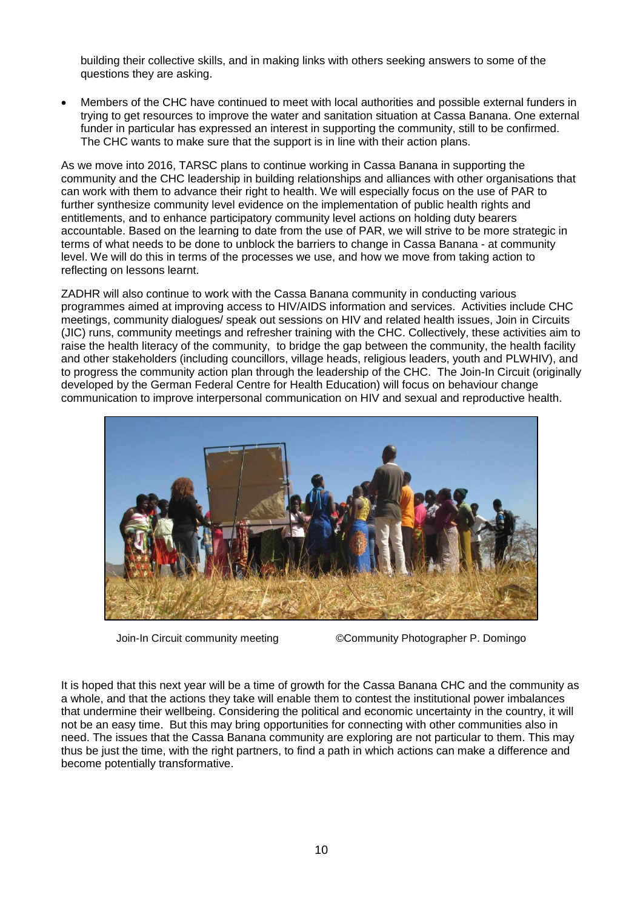building their collective skills, and in making links with others seeking answers to some of the questions they are asking.

- Members of the CHC have continued to meet with local authorities and possible external funders in trying to get resources to improve the water and sanitation situation at Cassa Banana. One external funder in particular has expressed an interest in supporting the community, still to be confirmed. The CHC wants to make sure that the support is in line with their action plans.

As we move into 2016, TARSC plans to continue working in Cassa Banana in supporting the community and the CHC leadership in building relationships and alliances with other organisations that can work with them to advance their right to health. We will especially focus on the use of PAR to further synthesize community level evidence on the implementation of public health rights and entitlements, and to enhance participatory community level actions on holding duty bearers accountable. Based on the learning to date from the use of PAR, we will strive to be more strategic in terms of what needs to be done to unblock the barriers to change in Cassa Banana - at community level. We will do this in terms of the processes we use, and how we move from taking action to reflecting on lessons learnt.

ZADHR will also continue to work with the Cassa Banana community in conducting various programmes aimed at improving access to HIV/AIDS information and services. Activities include CHC meetings, community dialogues/ speak out sessions on HIV and related health issues, Join in Circuits (JIC) runs, community meetings and refresher training with the CHC. Collectively, these activities aim to raise the health literacy of the community, to bridge the gap between the community, the health facility and other stakeholders (including councillors, village heads, religious leaders, youth and PLWHIV), and to progress the community action plan through the leadership of the CHC. The Join-In Circuit (originally developed by the German Federal Centre for Health Education) will focus on behaviour change communication to improve interpersonal communication on HIV and sexual and reproductive health.

Join-In Circuit community meeting ©Community Photographer P. Domingo

It is hoped that this next year will be a time of growth for the Cassa Banana CHC and the community as a whole, and that the actions they take will enable them to contest the institutional power imbalances that undermine their wellbeing. Considering the political and economic uncertainty in the country, it will not be an easy time. But this may bring opportunities for connecting with other communities also in need. The issues that the Cassa Banana community are exploring are not particular to them. This may thus be just the time, with the right partners, to find a path in which actions can make a difference and become potentially transformative.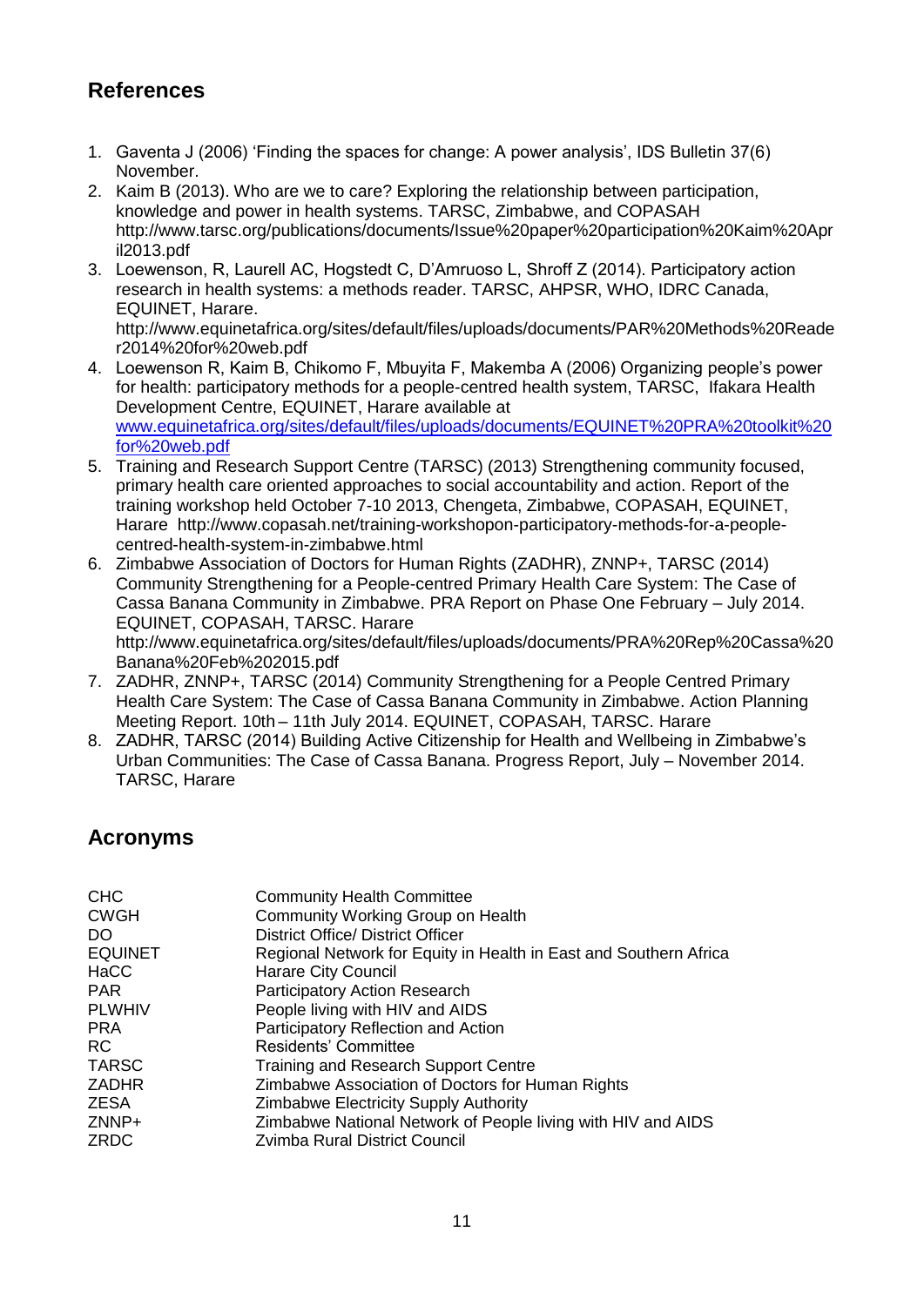## References

1. Gaventa J (2006) 'Finding the spaces for change: A power analysis', IDS Bulletin 37(6) November.
2. Kaim B (2013). Who are we to care? Exploring the relationship between participation, knowledge and power in health systems. TARSC, Zimbabwe, and COPASAH http://www.tarsc.org/publications/documents/Issue%20paper%20participation%20Kaim%20April2013.pdf
3. Loewenson, R, Laurell AC, Hogstedt C, D'Amruoso L, Shroff Z (2014). Participatory action research in health systems: a methods reader. TARSC, AHPSR, WHO, IDRC Canada, EQUINET, Harare. http://www.equinetafrica.org/sites/default/files/uploads/documents/PAR%20Methods%20Reader2014%20for%20web.pdf
4. Loewenson R, Kaim B, Chikomo F, Mbuyita F, Makemba A (2006) Organizing people's power for health: participatory methods for a people-centred health system, TARSC, Ifakara Health Development Centre, EQUINET, Harare available at www.equinetafrica.org/sites/default/files/uploads/documents/EQUINET%20PRA%20toolkit%20for%20web.pdf
5. Training and Research Support Centre (TARSC) (2013) Strengthening community focused, primary health care oriented approaches to social accountability and action. Report of the training workshop held October 7-10 2013, Chengeta, Zimbabwe, COPASAH, EQUINET, Harare http://www.copasah.net/training-workshopon-participatory-methods-for-a-people-centred-health-system-in-zimbabwe.html
6. Zimbabwe Association of Doctors for Human Rights (ZADHR), ZNNP+, TARSC (2014) Community Strengthening for a People-centred Primary Health Care System: The Case of Cassa Banana Community in Zimbabwe. PRA Report on Phase One February – July 2014. EQUINET, COPASAH, TARSC. Harare http://www.equinetafrica.org/sites/default/files/uploads/documents/PRA%20Rep%20Cassa%20Banana%20Feb%202015.pdf
7. ZADHR, ZNNP+, TARSC (2014) Community Strengthening for a People Centred Primary Health Care System: The Case of Cassa Banana Community in Zimbabwe. Action Planning Meeting Report. 10th – 11th July 2014. EQUINET, COPASAH, TARSC. Harare
8. ZADHR, TARSC (2014) Building Active Citizenship for Health and Wellbeing in Zimbabwe's Urban Communities: The Case of Cassa Banana. Progress Report, July – November 2014. TARSC, Harare

## Acronyms

| | |
|---|---|
| CHC | Community Health Committee |
| CWGH | Community Working Group on Health |
| DO | District Office/ District Officer |
| EQUINET | Regional Network for Equity in Health in East and Southern Africa |
| HaCC | Harare City Council |
| PAR | Participatory Action Research |
| PLWHIV | People living with HIV and AIDS |
| PRA | Participatory Reflection and Action |
| RC | Residents' Committee |
| TARSC | Training and Research Support Centre |
| ZADHR | Zimbabwe Association of Doctors for Human Rights |
| ZESA | Zimbabwe Electricity Supply Authority |
| ZNNP+ | Zimbabwe National Network of People living with HIV and AIDS |
| ZRDC | Zvimba Rural District Council |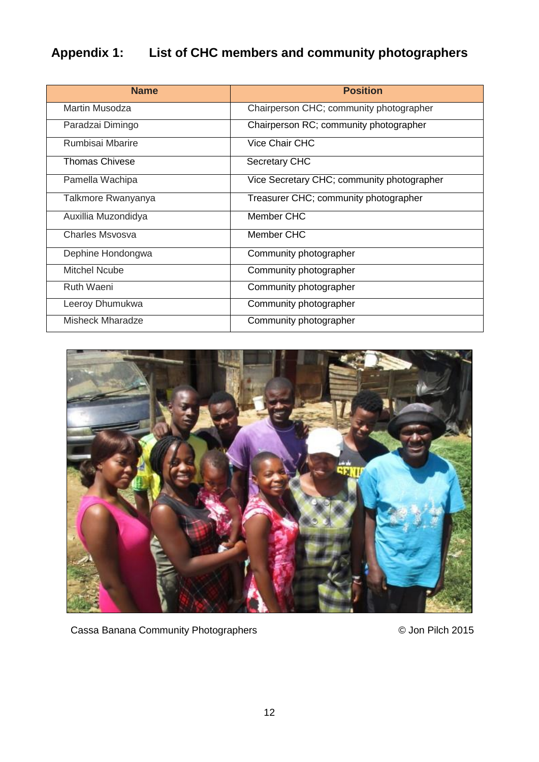## Appendix 1: List of CHC members and community photographers

| Name | Position |
|---|---|
| Martin Musodza | Chairperson CHC; community photographer |
| Paradzai Dimingo | Chairperson RC; community photographer |
| Rumbisai Mbarire | Vice Chair CHC |
| Thomas Chivese | Secretary CHC |
| Pamella Wachipa | Vice Secretary CHC; community photographer |
| Talkmore Rwanyanya | Treasurer CHC; community photographer |
| Auxillia Muzondidya | Member CHC |
| Charles Msvosva | Member CHC |
| Dephine Hondongwa | Community photographer |
| Mitchel Ncube | Community photographer |
| Ruth Waeni | Community photographer |
| Leeroy Dhumukwa | Community photographer |
| Misheck Mharadze | Community photographer |

Cassa Banana Community Photographers © Jon Pilch 2015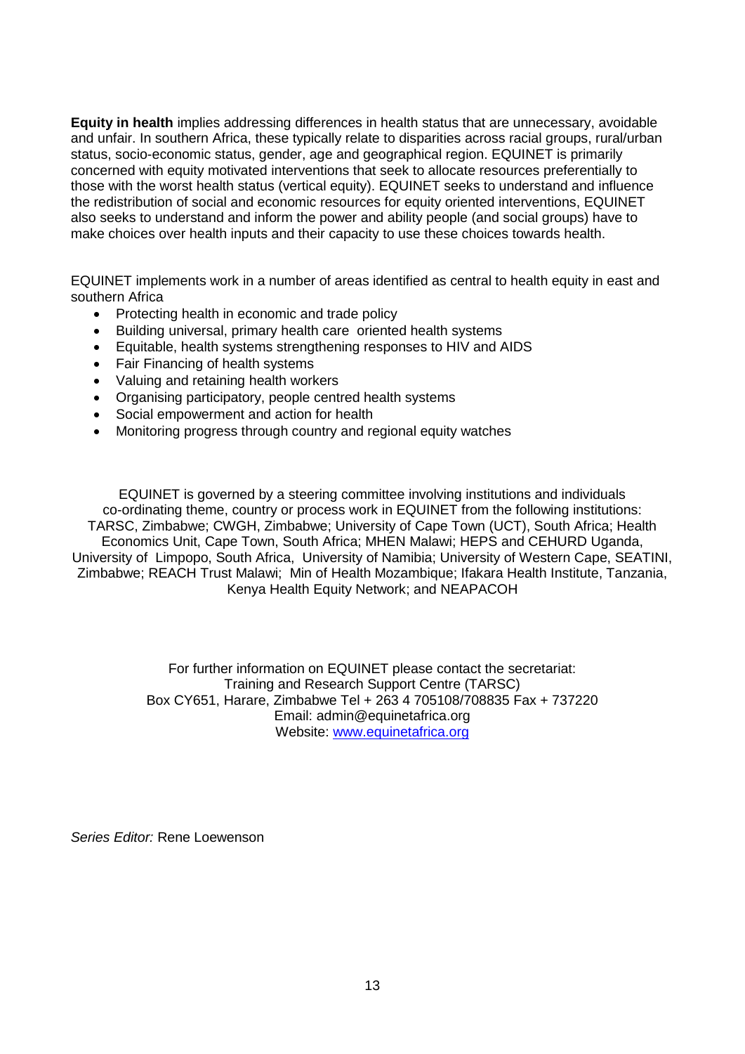**Equity in health** implies addressing differences in health status that are unnecessary, avoidable and unfair. In southern Africa, these typically relate to disparities across racial groups, rural/urban status, socio-economic status, gender, age and geographical region. EQUINET is primarily concerned with equity motivated interventions that seek to allocate resources preferentially to those with the worst health status (vertical equity). EQUINET seeks to understand and influence the redistribution of social and economic resources for equity oriented interventions, EQUINET also seeks to understand and inform the power and ability people (and social groups) have to make choices over health inputs and their capacity to use these choices towards health.

EQUINET implements work in a number of areas identified as central to health equity in east and southern Africa

- Protecting health in economic and trade policy
- Building universal, primary health care oriented health systems
- Equitable, health systems strengthening responses to HIV and AIDS
- Fair Financing of health systems
- Valuing and retaining health workers
- Organising participatory, people centred health systems
- Social empowerment and action for health
- Monitoring progress through country and regional equity watches

EQUINET is governed by a steering committee involving institutions and individuals co-ordinating theme, country or process work in EQUINET from the following institutions: TARSC, Zimbabwe; CWGH, Zimbabwe; University of Cape Town (UCT), South Africa; Health Economics Unit, Cape Town, South Africa; MHEN Malawi; HEPS and CEHURD Uganda, University of Limpopo, South Africa, University of Namibia; University of Western Cape, SEATINI, Zimbabwe; REACH Trust Malawi; Min of Health Mozambique; Ifakara Health Institute, Tanzania, Kenya Health Equity Network; and NEAPACOH

For further information on EQUINET please contact the secretariat:
Training and Research Support Centre (TARSC)
Box CY651, Harare, Zimbabwe Tel + 263 4 705108/708835 Fax + 737220
Email: admin@equinetafrica.org
Website: www.equinetafrica.org

*Series Editor:* Rene Loewenson